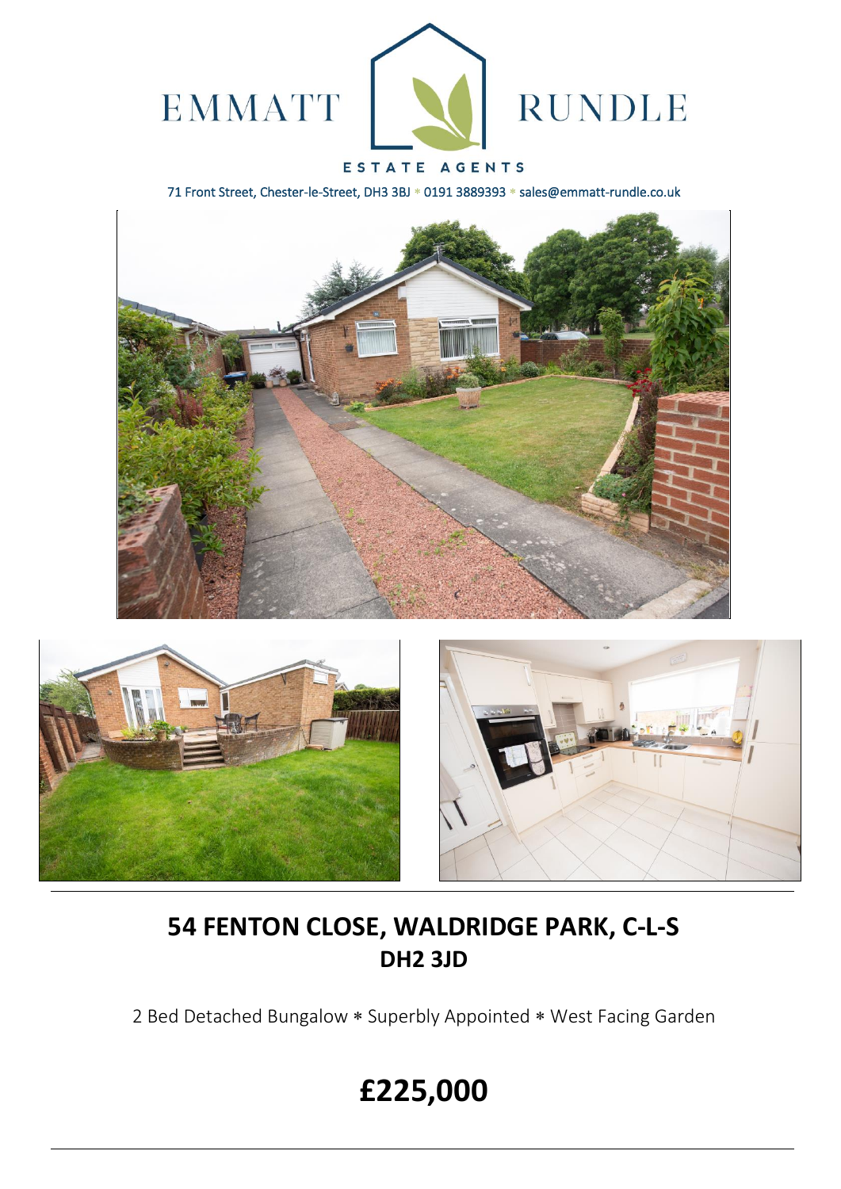EMMATT RUNDLE

ESTATE AGENTS

71 Front Street, Chester-le-Street, DH3 3BJ * 0191 3889393 * sales@emmatt-rundle.co.uk

# 54 FENTON CLOSE, WALDRIDGE PARK, C-L-S
## DH2 3JD

2 Bed Detached Bungalow * Superbly Appointed * West Facing Garden

# £225,000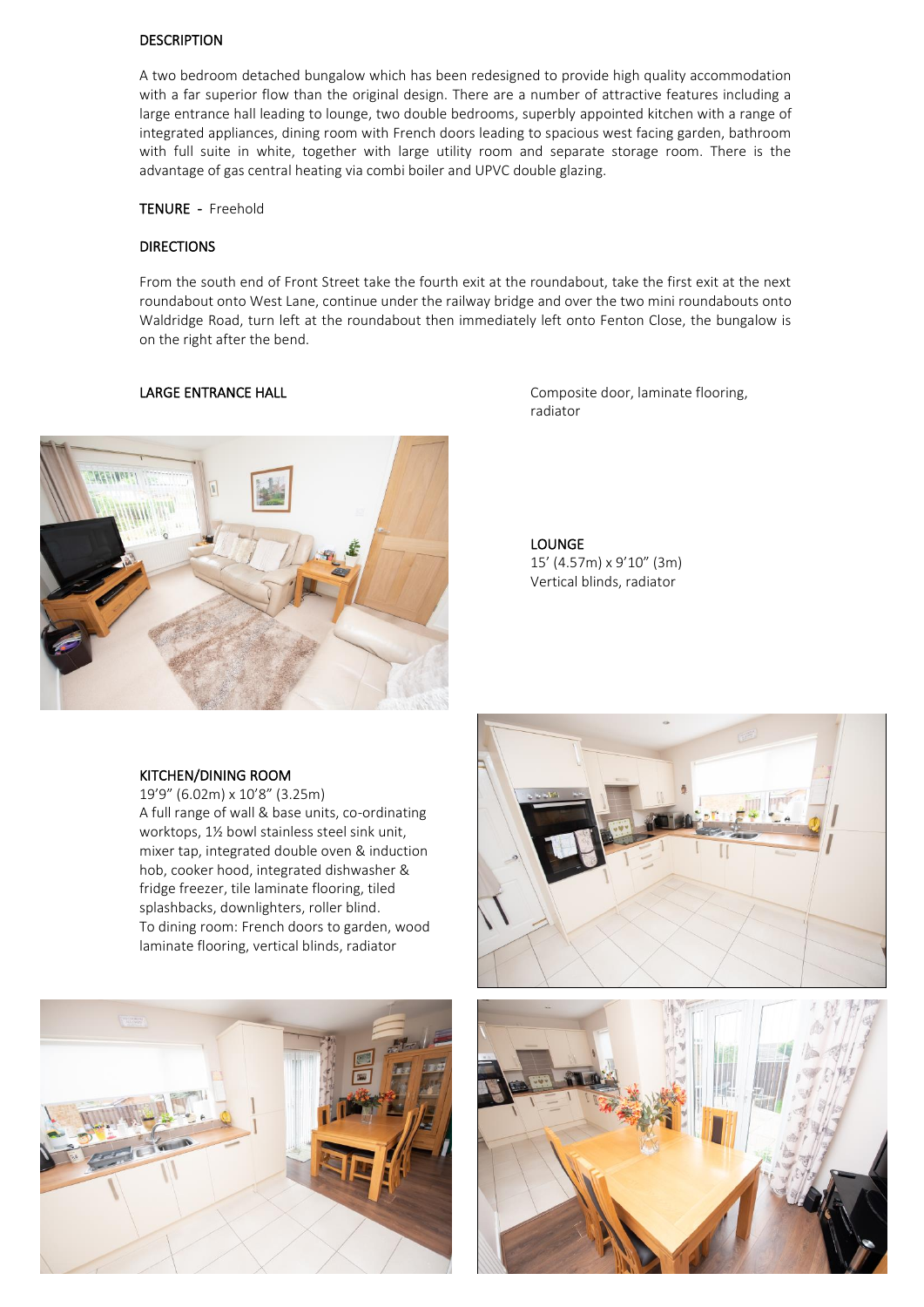## DESCRIPTION

A two bedroom detached bungalow which has been redesigned to provide high quality accommodation with a far superior flow than the original design. There are a number of attractive features including a large entrance hall leading to lounge, two double bedrooms, superbly appointed kitchen with a range of integrated appliances, dining room with French doors leading to spacious west facing garden, bathroom with full suite in white, together with large utility room and separate storage room. There is the advantage of gas central heating via combi boiler and UPVC double glazing.

**TENURE** - Freehold

## DIRECTIONS

From the south end of Front Street take the fourth exit at the roundabout, take the first exit at the next roundabout onto West Lane, continue under the railway bridge and over the two mini roundabouts onto Waldridge Road, turn left at the roundabout then immediately left onto Fenton Close, the bungalow is on the right after the bend.

### LARGE ENTRANCE HALL

Composite door, laminate flooring, radiator

### LOUNGE

15’ (4.57m) x 9’10” (3m)
Vertical blinds, radiator

### KITCHEN/DINING ROOM

19’9” (6.02m) x 10’8” (3.25m)
A full range of wall & base units, co-ordinating worktops, 1½ bowl stainless steel sink unit, mixer tap, integrated double oven & induction hob, cooker hood, integrated dishwasher & fridge freezer, tile laminate flooring, tiled splashbacks, downlighters, roller blind.
To dining room: French doors to garden, wood laminate flooring, vertical blinds, radiator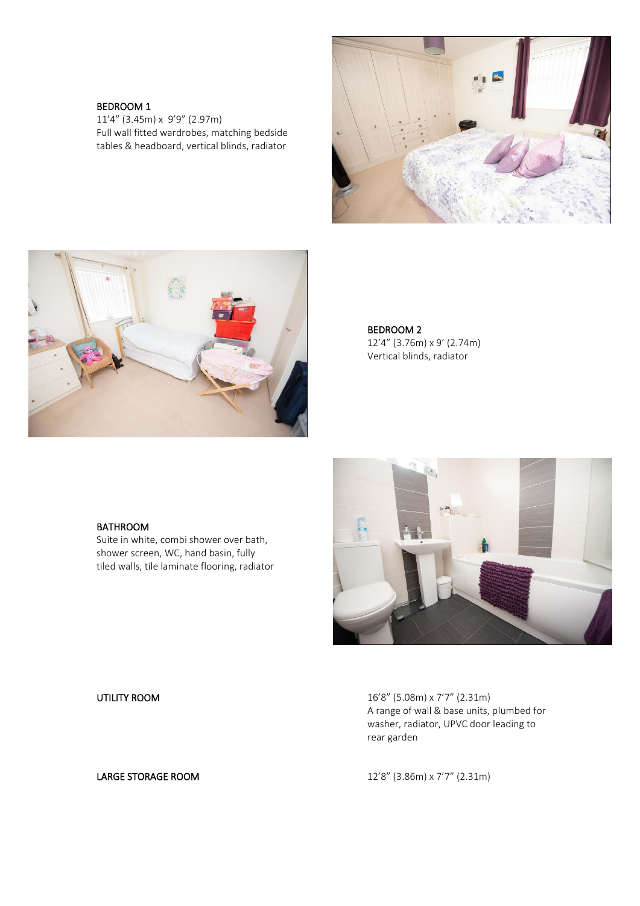### BEDROOM 1

11'4" (3.45m) x 9'9" (2.97m)
Full wall fitted wardrobes, matching bedside tables & headboard, vertical blinds, radiator

### BEDROOM 2

12'4" (3.76m) x 9' (2.74m)
Vertical blinds, radiator

### BATHROOM

Suite in white, combi shower over bath, shower screen, WC, hand basin, fully tiled walls, tile laminate flooring, radiator

### UTILITY ROOM

16'8" (5.08m) x 7'7" (2.31m)
A range of wall & base units, plumbed for washer, radiator, UPVC door leading to rear garden

### LARGE STORAGE ROOM

12'8" (3.86m) x 7'7" (2.31m)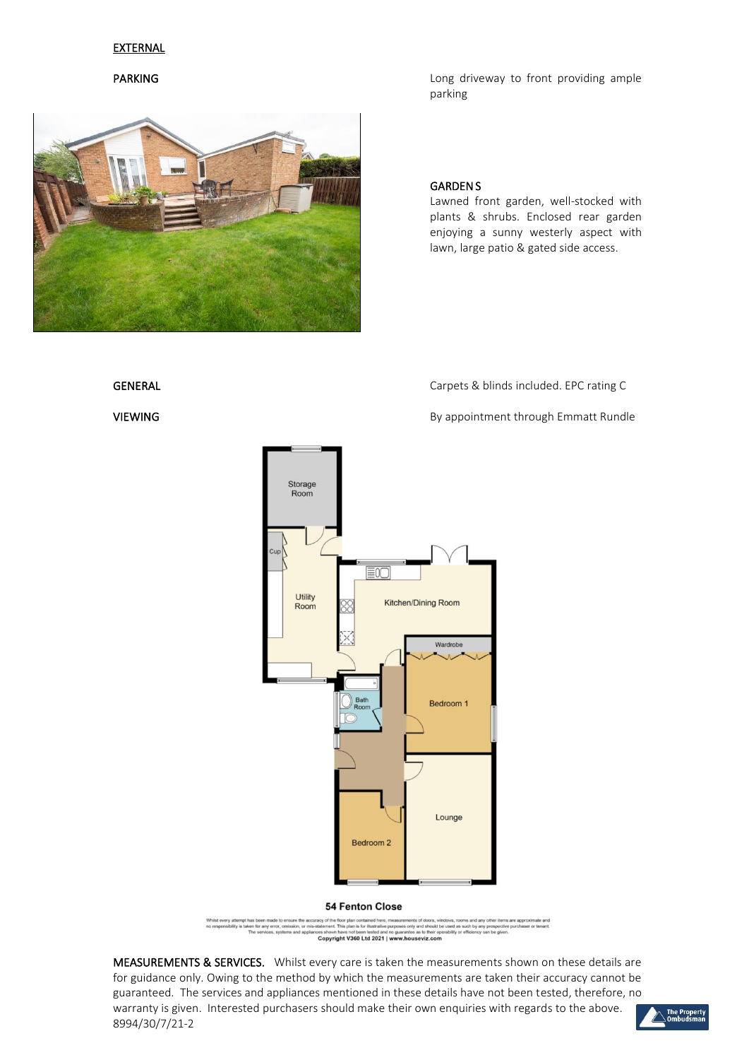## EXTERNAL

**PARKING**

Long driveway to front providing ample parking

**GARDENS**

Lawned front garden, well-stocked with plants & shrubs. Enclosed rear garden enjoying a sunny westerly aspect with lawn, large patio & gated side access.

**GENERAL**

Carpets & blinds included. EPC rating C

**VIEWING**

By appointment through Emmatt Rundle

Storage Room

Cup

Utility Room

Kitchen/Dining Room

Wardrobe

Bedroom 1

Bath Room

Lounge

Bedroom 2

**54 Fenton Close**

Whilst every attempt has been made to ensure the accuracy of the floor plan contained here, measurements of doors, windows, rooms and any other items are approximate and no responsibility is taken for any error, omission, or mis-statement. This plan is for illustrative purposes only and should be used as such by any prospective purchaser or tenant. The services, systems and appliances shown have not been tested and no guarantee as to their operability or efficiency can be given.
Copyright V360 Ltd 2021 | www.houseviz.com

**MEASUREMENTS & SERVICES.** Whilst every care is taken the measurements shown on these details are for guidance only. Owing to the method by which the measurements are taken their accuracy cannot be guaranteed. The services and appliances mentioned in these details have not been tested, therefore, no warranty is given. Interested purchasers should make their own enquiries with regards to the above.
8994/30/7/21-2

The Property Ombudsman